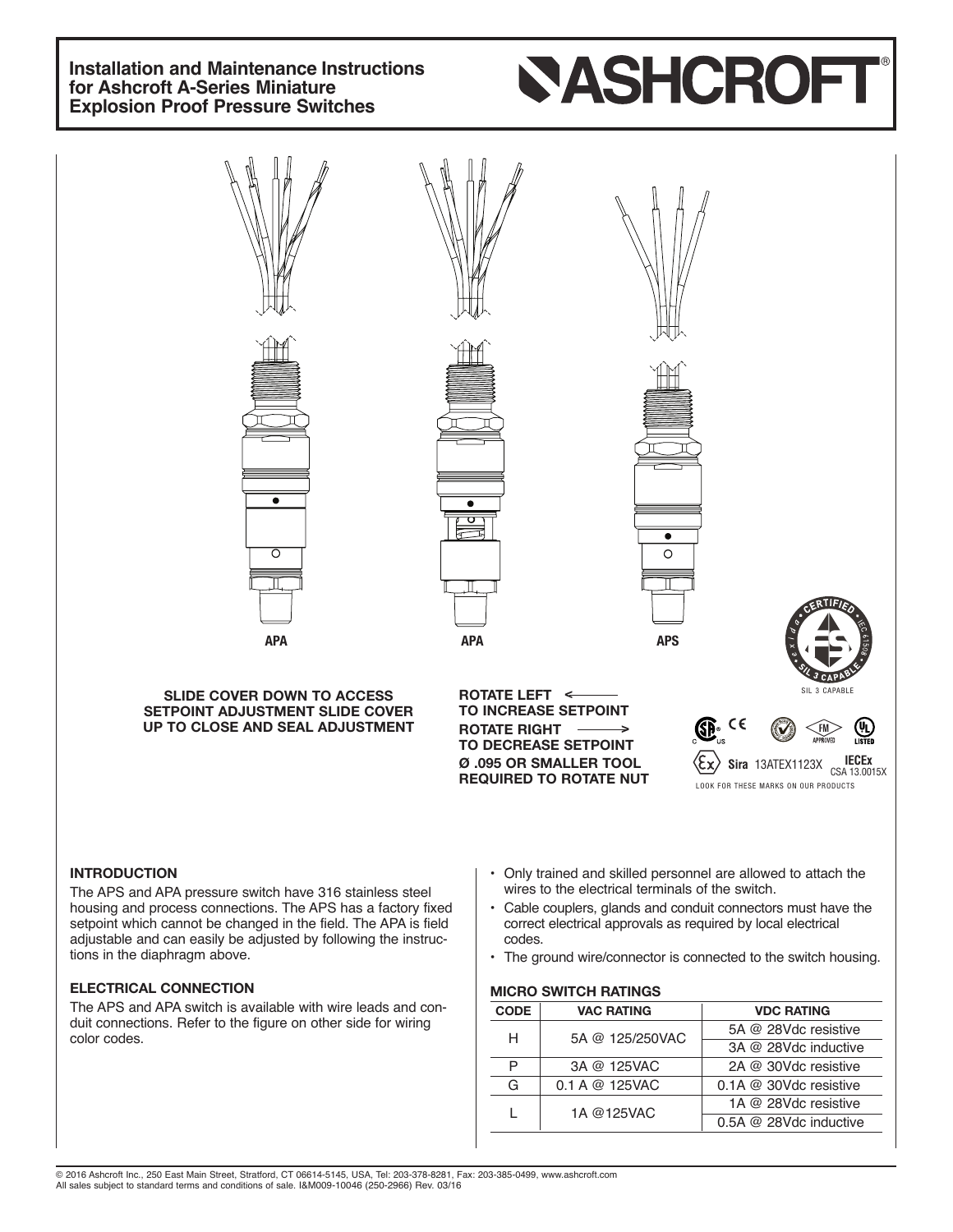# Installation and Maintenance Instructions for Ashcroft A-Series Miniature Explosion Proof Pressure Switches

ASHCROFT®

APA APA APS

**SLIDE COVER DOWN TO ACCESS SETPOINT ADJUSTMENT SLIDE COVER UP TO CLOSE AND SEAL ADJUSTMENT**

**ROTATE LEFT ← TO INCREASE SETPOINT**
**ROTATE RIGHT → TO DECREASE SETPOINT**
**Ø .095 OR SMALLER TOOL REQUIRED TO ROTATE NUT**

SIL 3 CAPABLE

Sira 13ATEX1123X IECEx CSA 13.0015X

LOOK FOR THESE MARKS ON OUR PRODUCTS

## INTRODUCTION

The APS and APA pressure switch have 316 stainless steel housing and process connections. The APS has a factory fixed setpoint which cannot be changed in the field. The APA is field adjustable and can easily be adjusted by following the instructions in the diaphragm above.

## ELECTRICAL CONNECTION

The APS and APA switch is available with wire leads and conduit connections. Refer to the figure on other side for wiring color codes.

- Only trained and skilled personnel are allowed to attach the wires to the electrical terminals of the switch.
- Cable couplers, glands and conduit connectors must have the correct electrical approvals as required by local electrical codes.
- The ground wire/connector is connected to the switch housing.

### MICRO SWITCH RATINGS

| CODE | VAC RATING | VDC RATING |
|---|---|---|
| H | 5A @ 125/250VAC | 5A @ 28Vdc resistive |
| | | 3A @ 28Vdc inductive |
| P | 3A @ 125VAC | 2A @ 30Vdc resistive |
| G | 0.1 A @ 125VAC | 0.1A @ 30Vdc resistive |
| L | 1A @125VAC | 1A @ 28Vdc resistive |
| | | 0.5A @ 28Vdc inductive |

© 2016 Ashcroft Inc., 250 East Main Street, Stratford, CT 06614-5145, USA, Tel: 203-378-8281, Fax: 203-385-0499, www.ashcroft.com
All sales subject to standard terms and conditions of sale. I&M009-10046 (250-2966) Rev. 03/16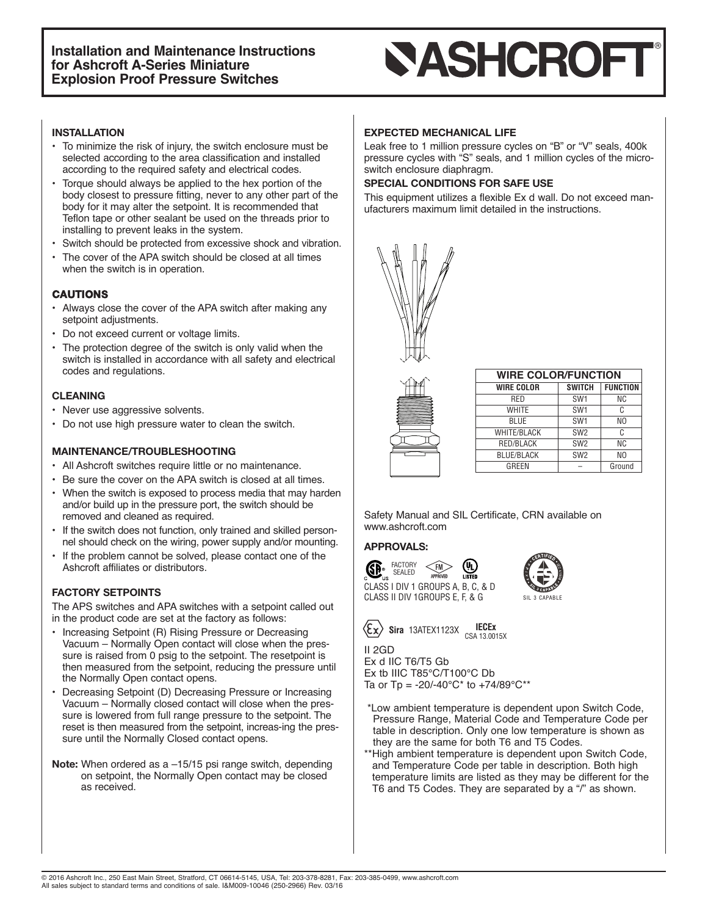# Installation and Maintenance Instructions for Ashcroft A-Series Miniature Explosion Proof Pressure Switches

## INSTALLATION

- To minimize the risk of injury, the switch enclosure must be selected according to the area classification and installed according to the required safety and electrical codes.
- Torque should always be applied to the hex portion of the body closest to pressure fitting, never to any other part of the body for it may alter the setpoint. It is recommended that Teflon tape or other sealant be used on the threads prior to installing to prevent leaks in the system.
- Switch should be protected from excessive shock and vibration.
- The cover of the APA switch should be closed at all times when the switch is in operation.

## CAUTIONS

- Always close the cover of the APA switch after making any setpoint adjustments.
- Do not exceed current or voltage limits.
- The protection degree of the switch is only valid when the switch is installed in accordance with all safety and electrical codes and regulations.

## CLEANING

- Never use aggressive solvents.
- Do not use high pressure water to clean the switch.

## MAINTENANCE/TROUBLESHOOTING

- All Ashcroft switches require little or no maintenance.
- Be sure the cover on the APA switch is closed at all times.
- When the switch is exposed to process media that may harden and/or build up in the pressure port, the switch should be removed and cleaned as required.
- If the switch does not function, only trained and skilled personnel should check on the wiring, power supply and/or mounting.
- If the problem cannot be solved, please contact one of the Ashcroft affiliates or distributors.

## FACTORY SETPOINTS

The APS switches and APA switches with a setpoint called out in the product code are set at the factory as follows:

- Increasing Setpoint (R) Rising Pressure or Decreasing Vacuum – Normally Open contact will close when the pressure is raised from 0 psig to the setpoint. The resetpoint is then measured from the setpoint, reducing the pressure until the Normally Open contact opens.
- Decreasing Setpoint (D) Decreasing Pressure or Increasing Vacuum – Normally closed contact will close when the pressure is lowered from full range pressure to the setpoint. The reset is then measured from the setpoint, increas-ing the pressure until the Normally Closed contact opens.

**Note:** When ordered as a –15/15 psi range switch, depending on setpoint, the Normally Open contact may be closed as received.

## EXPECTED MECHANICAL LIFE

Leak free to 1 million pressure cycles on "B" or "V" seals, 400k pressure cycles with "S" seals, and 1 million cycles of the microswitch enclosure diaphragm.

## SPECIAL CONDITIONS FOR SAFE USE

This equipment utilizes a flexible Ex d wall. Do not exceed manufacturers maximum limit detailed in the instructions.

| WIRE COLOR/FUNCTION | | |
|---|---|---|
| **WIRE COLOR** | **SWITCH** | **FUNCTION** |
| RED | SW1 | NC |
| WHITE | SW1 | C |
| BLUE | SW1 | NO |
| WHITE/BLACK | SW2 | C |
| RED/BLACK | SW2 | NC |
| BLUE/BLACK | SW2 | NO |
| GREEN | – | Ground |

Safety Manual and SIL Certificate, CRN available on www.ashcroft.com

## APPROVALS:

FACTORY SEALED

CLASS I DIV 1 GROUPS A, B, C, & D
CLASS II DIV 1GROUPS E, F, & G

SIL 3 CAPABLE

Sira 13ATEX1123X IECEx CSA 13.0015X

II 2GD
Ex d IIC T6/T5 Gb
Ex tb IIIC T85°C/T100°C Db
Ta or Tp = -20/-40°C* to +74/89°C**

*Low ambient temperature is dependent upon Switch Code, Pressure Range, Material Code and Temperature Code per table in description. Only one low temperature is shown as they are the same for both T6 and T5 Codes.

**High ambient temperature is dependent upon Switch Code, and Temperature Code per table in description. Both high temperature limits are listed as they may be different for the T6 and T5 Codes. They are separated by a "/" as shown.

© 2016 Ashcroft Inc., 250 East Main Street, Stratford, CT 06614-5145, USA, Tel: 203-378-8281, Fax: 203-385-0499, www.ashcroft.com
All sales subject to standard terms and conditions of sale. I&M009-10046 (250-2966) Rev. 03/16